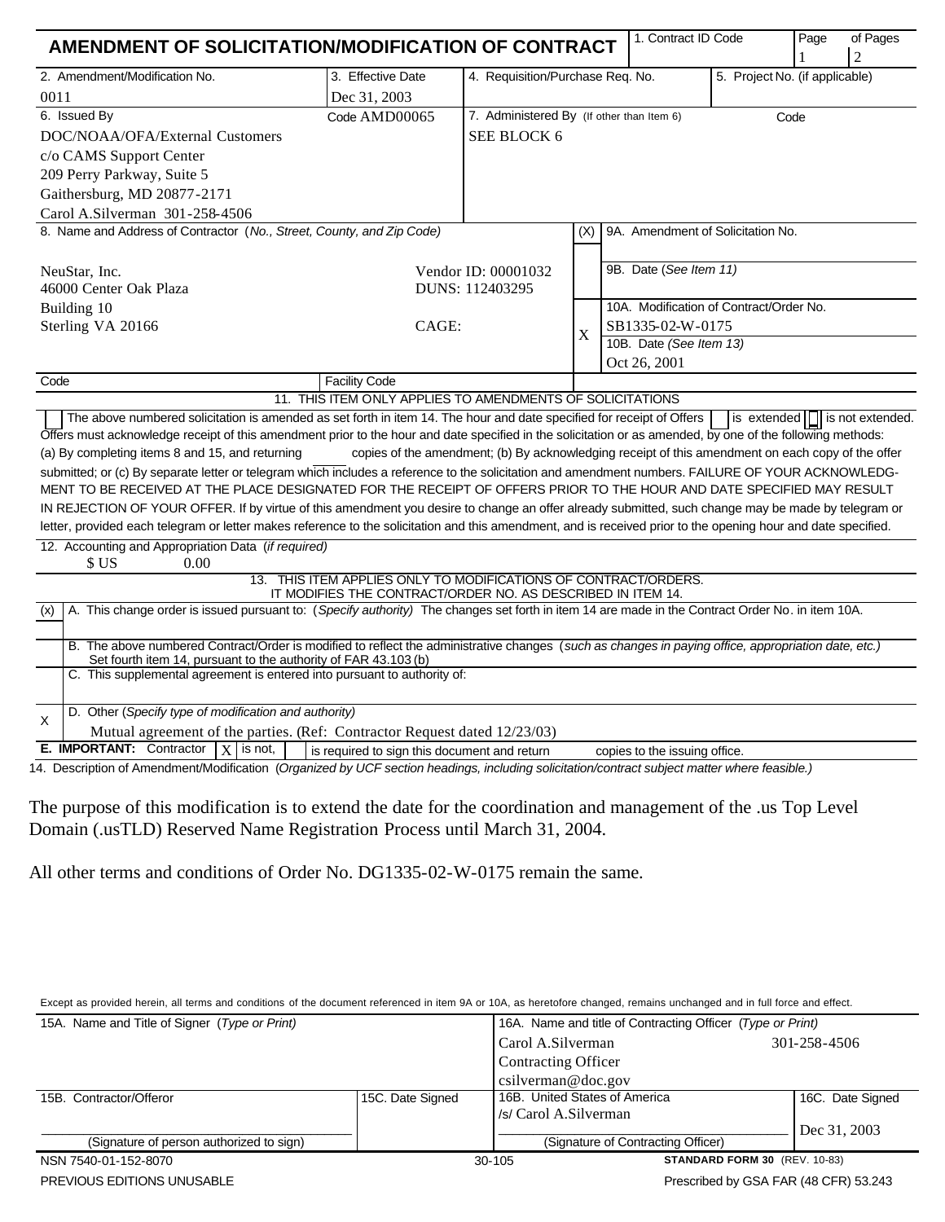# AMENDMENT OF SOLICITATION/MODIFICATION OF CONTRACT

| 1. Contract ID Code | Page | of Pages |
|---|---|---|
| | 1 | 2 |

| 2. Amendment/Modification No. | 3. Effective Date | 4. Requisition/Purchase Req. No. | 5. Project No. (if applicable) |
|---|---|---|---|
| 0011 | Dec 31, 2003 | | |

**6. Issued By** Code AMD00065

DOC/NOAA/OFA/External Customers
c/o CAMS Support Center
209 Perry Parkway, Suite 5
Gaithersburg, MD 20877-2171
Carol A.Silverman 301-258-4506

**7. Administered By** (If other than Item 6) Code

SEE BLOCK 6

**8. Name and Address of Contractor** (*No., Street, County, and Zip Code*)

NeuStar, Inc.
46000 Center Oak Plaza
Building 10
Sterling VA 20166

Vendor ID: 00001032
DUNS: 112403295
CAGE:

Code | Facility Code

| (X) | |
|---|---|
| | 9A. Amendment of Solicitation No. |
| | 9B. Date (*See Item 11*) |
| X | 10A. Modification of Contract/Order No. SB1335-02-W-0175 |
| | 10B. Date (*See Item 13*) Oct 26, 2001 |

**11. THIS ITEM ONLY APPLIES TO AMENDMENTS OF SOLICITATIONS**

[ ] The above numbered solicitation is amended as set forth in item 14. The hour and date specified for receipt of Offers [ ] is extended [ ] is not extended.
Offers must acknowledge receipt of this amendment prior to the hour and date specified in the solicitation or as amended, by one of the following methods:
(a) By completing items 8 and 15, and returning ____ copies of the amendment; (b) By acknowledging receipt of this amendment on each copy of the offer submitted; or (c) By separate letter or telegram which includes a reference to the solicitation and amendment numbers. FAILURE OF YOUR ACKNOWLEDGMENT TO BE RECEIVED AT THE PLACE DESIGNATED FOR THE RECEIPT OF OFFERS PRIOR TO THE HOUR AND DATE SPECIFIED MAY RESULT IN REJECTION OF YOUR OFFER. If by virtue of this amendment you desire to change an offer already submitted, such change may be made by telegram or letter, provided each telegram or letter makes reference to the solicitation and this amendment, and is received prior to the opening hour and date specified.

**12. Accounting and Appropriation Data** (*if required*)
$ US 0.00

**13. THIS ITEM APPLIES ONLY TO MODIFICATIONS OF CONTRACT/ORDERS. IT MODIFIES THE CONTRACT/ORDER NO. AS DESCRIBED IN ITEM 14.**

| (x) | |
|---|---|
| | A. This change order is issued pursuant to: (*Specify authority*) The changes set forth in item 14 are made in the Contract Order No. in item 10A. |
| | B. The above numbered Contract/Order is modified to reflect the administrative changes (*such as changes in paying office, appropriation date, etc.*) Set fourth item 14, pursuant to the authority of FAR 43.103 (b) |
| | C. This supplemental agreement is entered into pursuant to authority of: |
| X | D. Other (*Specify type of modification and authority*) Mutual agreement of the parties. (Ref: Contractor Request dated 12/23/03) |

**E. IMPORTANT:** Contractor [X] is not, [ ] is required to sign this document and return ____ copies to the issuing office.

**14. Description of Amendment/Modification** (*Organized by UCF section headings, including solicitation/contract subject matter where feasible.*)

The purpose of this modification is to extend the date for the coordination and management of the .us Top Level Domain (.usTLD) Reserved Name Registration Process until March 31, 2004.

All other terms and conditions of Order No. DG1335-02-W-0175 remain the same.

Except as provided herein, all terms and conditions of the document referenced in item 9A or 10A, as heretofore changed, remains unchanged and in full force and effect.

| 15A. Name and Title of Signer (*Type or Print*) | | 16A. Name and title of Contracting Officer (*Type or Print*) | |
|---|---|---|---|
| | | Carol A.Silverman<br>Contracting Officer<br>csilverman@doc.gov | 301-258-4506 |
| **15B. Contractor/Offeror** | **15C. Date Signed** | **16B. United States of America** | **16C. Date Signed** |
| (Signature of person authorized to sign) | | /s/ Carol A.Silverman<br>(Signature of Contracting Officer) | Dec 31, 2003 |

NSN 7540-01-152-8070 | 30-105 | **STANDARD FORM 30** (REV. 10-83)
PREVIOUS EDITIONS UNUSABLE | Prescribed by GSA FAR (48 CFR) 53.243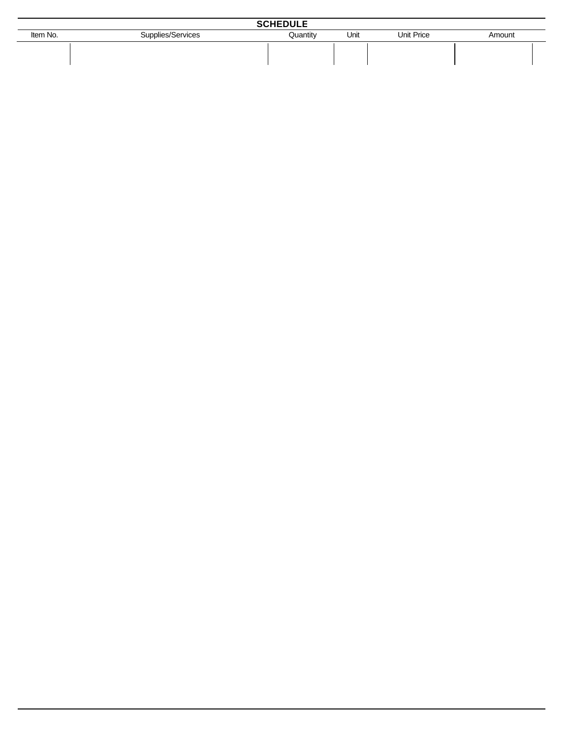**SCHEDULE**

| Item No. | Supplies/Services | Quantity | Unit | Unit Price | Amount |
|---|---|---|---|---|---|
| | | | | | |